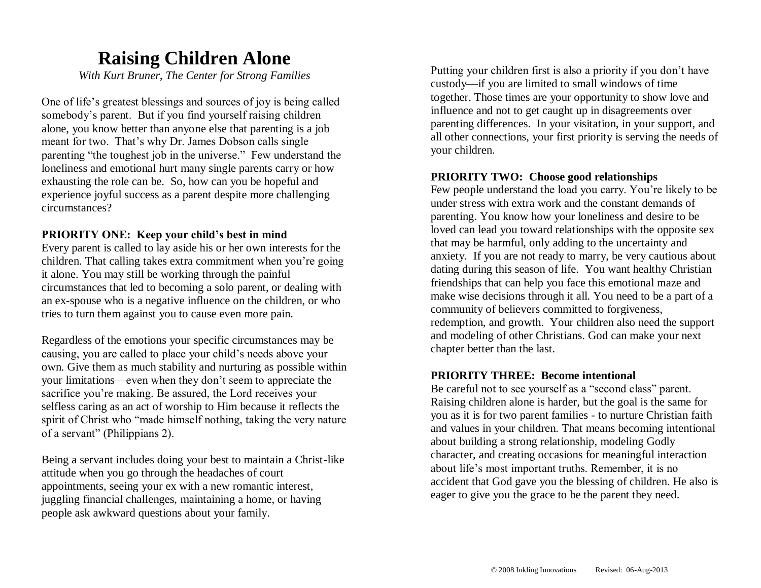# Raising Children Alone

*With Kurt Bruner, The Center for Strong Families*

One of life's greatest blessings and sources of joy is being called somebody's parent. But if you find yourself raising children alone, you know better than anyone else that parenting is a job meant for two. That's why Dr. James Dobson calls single parenting "the toughest job in the universe." Few understand the loneliness and emotional hurt many single parents carry or how exhausting the role can be. So, how can you be hopeful and experience joyful success as a parent despite more challenging circumstances?

**PRIORITY ONE: Keep your child's best in mind**

Every parent is called to lay aside his or her own interests for the children. That calling takes extra commitment when you're going it alone. You may still be working through the painful circumstances that led to becoming a solo parent, or dealing with an ex-spouse who is a negative influence on the children, or who tries to turn them against you to cause even more pain.

Regardless of the emotions your specific circumstances may be causing, you are called to place your child's needs above your own. Give them as much stability and nurturing as possible within your limitations—even when they don't seem to appreciate the sacrifice you're making. Be assured, the Lord receives your selfless caring as an act of worship to Him because it reflects the spirit of Christ who "made himself nothing, taking the very nature of a servant" (Philippians 2).

Being a servant includes doing your best to maintain a Christ-like attitude when you go through the headaches of court appointments, seeing your ex with a new romantic interest, juggling financial challenges, maintaining a home, or having people ask awkward questions about your family.

Putting your children first is also a priority if you don't have custody—if you are limited to small windows of time together. Those times are your opportunity to show love and influence and not to get caught up in disagreements over parenting differences. In your visitation, in your support, and all other connections, your first priority is serving the needs of your children.

**PRIORITY TWO: Choose good relationships**

Few people understand the load you carry. You're likely to be under stress with extra work and the constant demands of parenting. You know how your loneliness and desire to be loved can lead you toward relationships with the opposite sex that may be harmful, only adding to the uncertainty and anxiety. If you are not ready to marry, be very cautious about dating during this season of life. You want healthy Christian friendships that can help you face this emotional maze and make wise decisions through it all. You need to be a part of a community of believers committed to forgiveness, redemption, and growth. Your children also need the support and modeling of other Christians. God can make your next chapter better than the last.

**PRIORITY THREE: Become intentional**

Be careful not to see yourself as a "second class" parent. Raising children alone is harder, but the goal is the same for you as it is for two parent families - to nurture Christian faith and values in your children. That means becoming intentional about building a strong relationship, modeling Godly character, and creating occasions for meaningful interaction about life's most important truths. Remember, it is no accident that God gave you the blessing of children. He also is eager to give you the grace to be the parent they need.

© 2008 Inkling Innovations Revised: 06-Aug-2013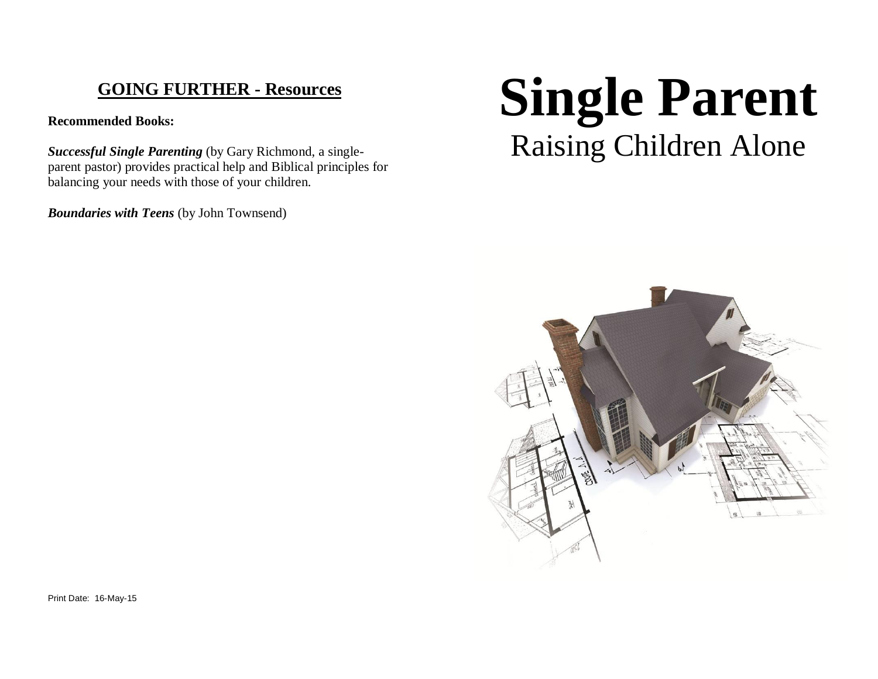## GOING FURTHER - Resources

**Recommended Books:**

***Successful Single Parenting*** (by Gary Richmond, a single-parent pastor) provides practical help and Biblical principles for balancing your needs with those of your children.

***Boundaries with Teens*** (by John Townsend)

Print Date: 16-May-15

# Single Parent

Raising Children Alone